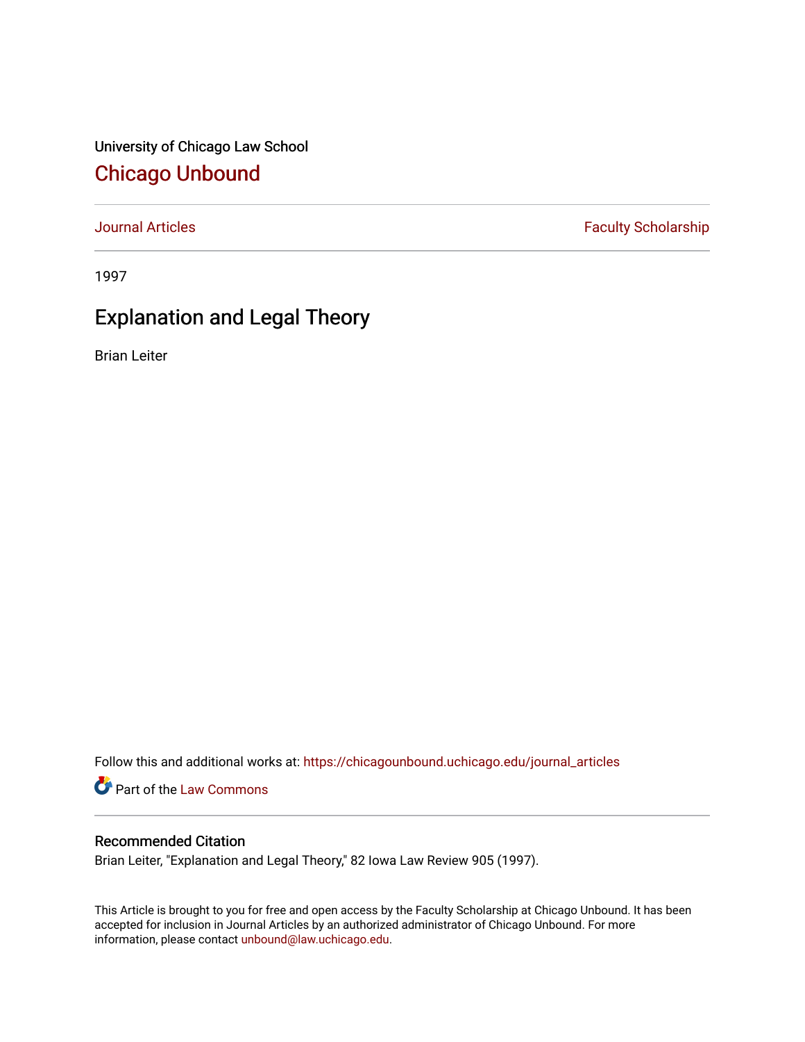University of Chicago Law School

## Chicago Unbound

Journal Articles | Faculty Scholarship

1997

# Explanation and Legal Theory

Brian Leiter

Follow this and additional works at: https://chicagounbound.uchicago.edu/journal_articles

Part of the Law Commons

### Recommended Citation

Brian Leiter, "Explanation and Legal Theory," 82 Iowa Law Review 905 (1997).

This Article is brought to you for free and open access by the Faculty Scholarship at Chicago Unbound. It has been accepted for inclusion in Journal Articles by an authorized administrator of Chicago Unbound. For more information, please contact unbound@law.uchicago.edu.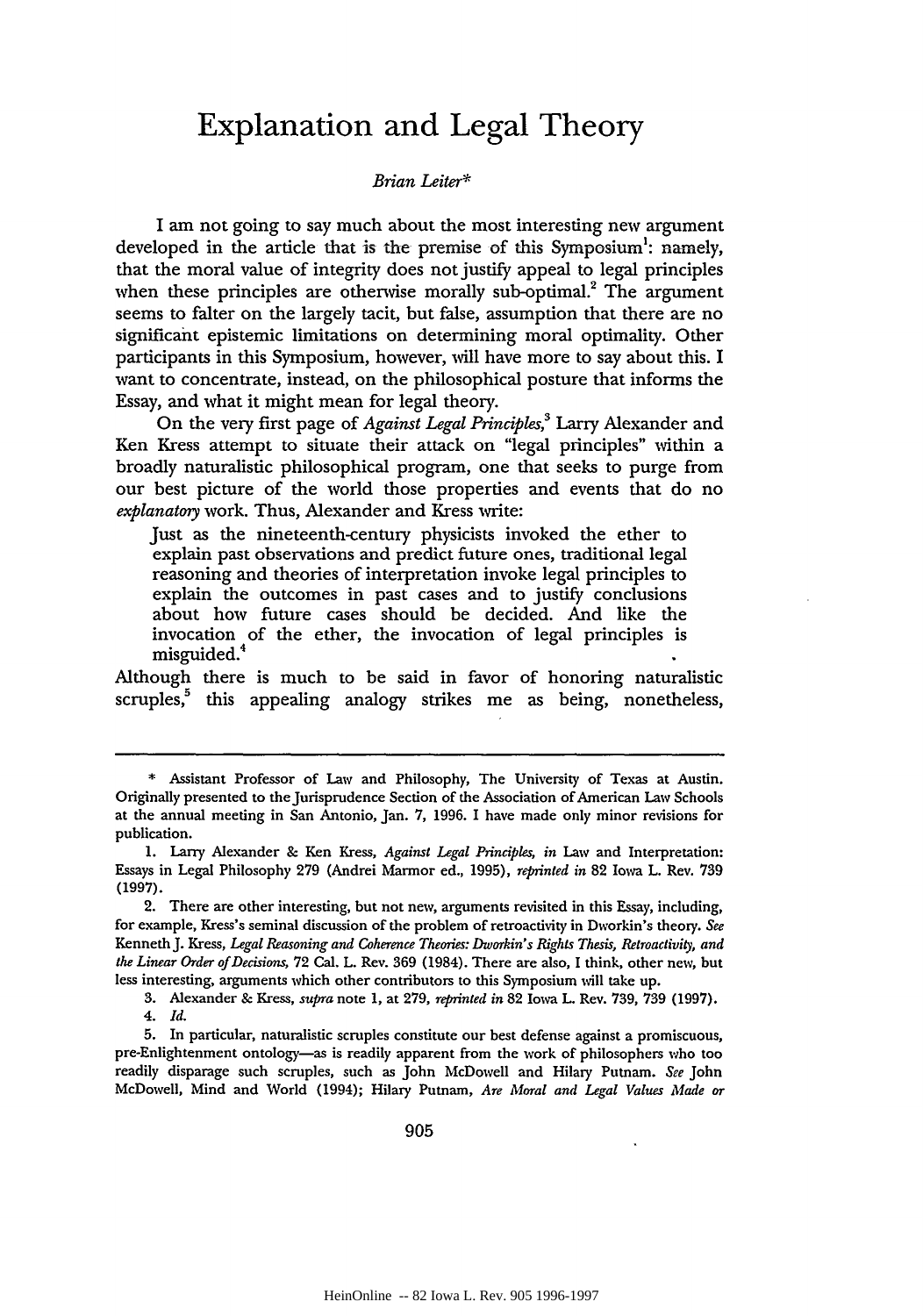# Explanation and Legal Theory

*Brian Leiter\**

I am not going to say much about the most interesting new argument developed in the article that is the premise of this Symposium[1]: namely, that the moral value of integrity does not justify appeal to legal principles when these principles are otherwise morally sub-optimal.[2] The argument seems to falter on the largely tacit, but false, assumption that there are no significant epistemic limitations on determining moral optimality. Other participants in this Symposium, however, will have more to say about this. I want to concentrate, instead, on the philosophical posture that informs the Essay, and what it might mean for legal theory.

On the very first page of *Against Legal Principles*,[3] Larry Alexander and Ken Kress attempt to situate their attack on "legal principles" within a broadly naturalistic philosophical program, one that seeks to purge from our best picture of the world those properties and events that do no *explanatory* work. Thus, Alexander and Kress write:

> Just as the nineteenth-century physicists invoked the ether to explain past observations and predict future ones, traditional legal reasoning and theories of interpretation invoke legal principles to explain the outcomes in past cases and to justify conclusions about how future cases should be decided. And like the invocation of the ether, the invocation of legal principles is misguided.[4]

Although there is much to be said in favor of honoring naturalistic scruples,[5] this appealing analogy strikes me as being, nonetheless,

---

\* Assistant Professor of Law and Philosophy, The University of Texas at Austin. Originally presented to the Jurisprudence Section of the Association of American Law Schools at the annual meeting in San Antonio, Jan. 7, 1996. I have made only minor revisions for publication.

1. Larry Alexander & Ken Kress, *Against Legal Principles*, *in* Law and Interpretation: Essays in Legal Philosophy 279 (Andrei Marmor ed., 1995), *reprinted in* 82 Iowa L. Rev. 739 (1997).

2. There are other interesting, but not new, arguments revisited in this Essay, including, for example, Kress's seminal discussion of the problem of retroactivity in Dworkin's theory. *See* Kenneth J. Kress, *Legal Reasoning and Coherence Theories: Dworkin's Rights Thesis, Retroactivity, and the Linear Order of Decisions*, 72 Cal. L. Rev. 369 (1984). There are also, I think, other new, but less interesting, arguments which other contributors to this Symposium will take up.

3. Alexander & Kress, *supra* note 1, at 279, *reprinted in* 82 Iowa L. Rev. 739, 739 (1997).

4. *Id.*

5. In particular, naturalistic scruples constitute our best defense against a promiscuous, pre-Enlightenment ontology—as is readily apparent from the work of philosophers who too readily disparage such scruples, such as John McDowell and Hilary Putnam. *See* John McDowell, Mind and World (1994); Hilary Putnam, *Are Moral and Legal Values Made or*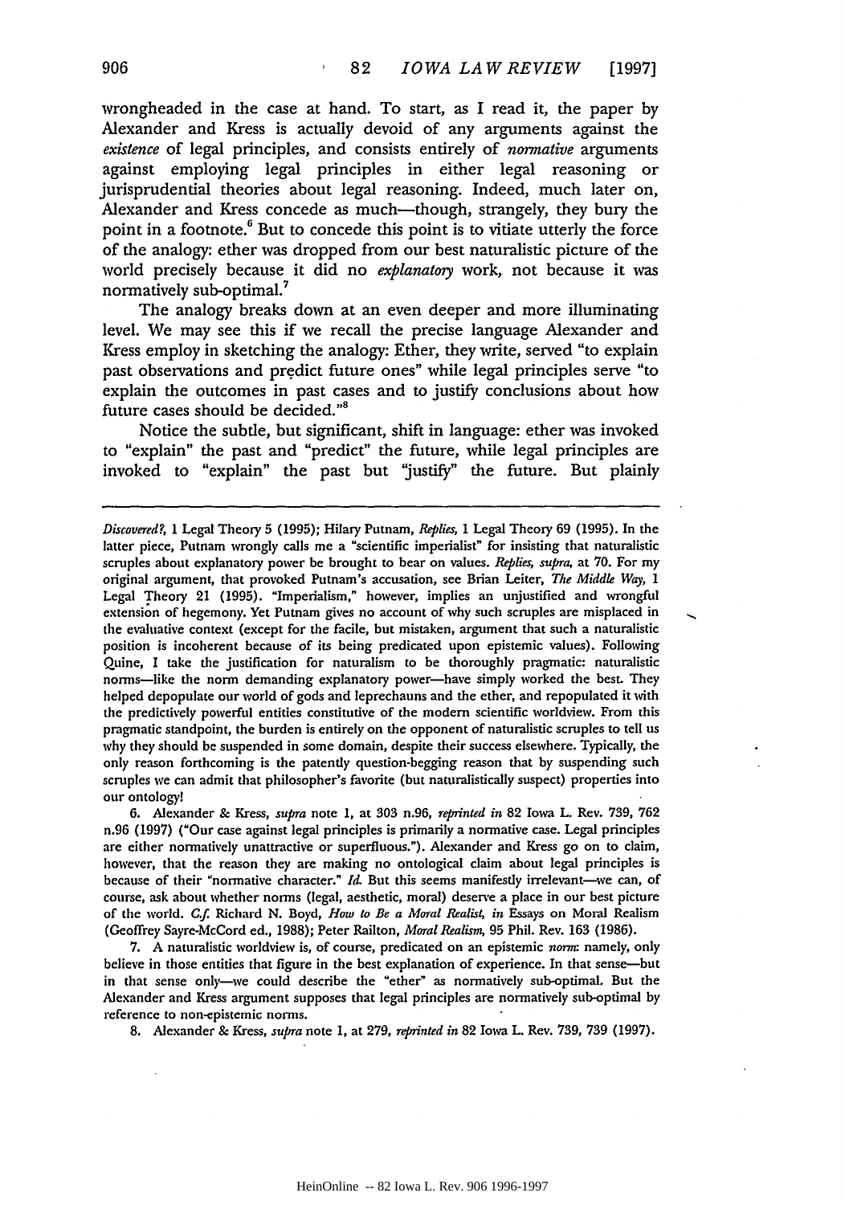wrongheaded in the case at hand. To start, as I read it, the paper by Alexander and Kress is actually devoid of any arguments against the *existence* of legal principles, and consists entirely of *normative* arguments against employing legal principles in either legal reasoning or jurisprudential theories about legal reasoning. Indeed, much later on, Alexander and Kress concede as much—though, strangely, they bury the point in a footnote.[6] But to concede this point is to vitiate utterly the force of the analogy: ether was dropped from our best naturalistic picture of the world precisely because it did no *explanatory* work, not because it was normatively sub-optimal.[7]

The analogy breaks down at an even deeper and more illuminating level. We may see this if we recall the precise language Alexander and Kress employ in sketching the analogy: Ether, they write, served "to explain past observations and predict future ones" while legal principles serve "to explain the outcomes in past cases and to justify conclusions about how future cases should be decided."[8]

Notice the subtle, but significant, shift in language: ether was invoked to "explain" the past and "predict" the future, while legal principles are invoked to "explain" the past but "justify" the future. But plainly

---

*Discovered?*, 1 Legal Theory 5 (1995); Hilary Putnam, *Replies*, 1 Legal Theory 69 (1995). In the latter piece, Putnam wrongly calls me a "scientific imperialist" for insisting that naturalistic scruples about explanatory power be brought to bear on values. *Replies, supra*, at 70. For my original argument, that provoked Putnam's accusation, see Brian Leiter, *The Middle Way*, 1 Legal Theory 21 (1995). "Imperialism," however, implies an unjustified and wrongful extension of hegemony. Yet Putnam gives no account of why such scruples are misplaced in the evaluative context (except for the facile, but mistaken, argument that such a naturalistic position is incoherent because of its being predicated upon epistemic values). Following Quine, I take the justification for naturalism to be thoroughly pragmatic: naturalistic norms—like the norm demanding explanatory power—have simply worked the best. They helped depopulate our world of gods and leprechauns and the ether, and repopulated it with the predictively powerful entities constitutive of the modern scientific worldview. From this pragmatic standpoint, the burden is entirely on the opponent of naturalistic scruples to tell us why they should be suspended in some domain, despite their success elsewhere. Typically, the only reason forthcoming is the patently question-begging reason that by suspending such scruples we can admit that philosopher's favorite (but naturalistically suspect) properties into our ontology!

6. Alexander & Kress, *supra* note 1, at 303 n.96, *reprinted in* 82 Iowa L. Rev. 739, 762 n.96 (1997) ("Our case against legal principles is primarily a normative case. Legal principles are either normatively unattractive or superfluous."). Alexander and Kress go on to claim, however, that the reason they are making no ontological claim about legal principles is because of their "normative character." *Id.* But this seems manifestly irrelevant—we can, of course, ask about whether norms (legal, aesthetic, moral) deserve a place in our best picture of the world. *C.f.* Richard N. Boyd, *How to Be a Moral Realist*, *in* Essays on Moral Realism (Geoffrey Sayre-McCord ed., 1988); Peter Railton, *Moral Realism*, 95 Phil. Rev. 163 (1986).

7. A naturalistic worldview is, of course, predicated on an epistemic *norm*: namely, only believe in those entities that figure in the best explanation of experience. In that sense—but in that sense only—we could describe the "ether" as normatively sub-optimal. But the Alexander and Kress argument supposes that legal principles are normatively sub-optimal by reference to non-epistemic norms.

8. Alexander & Kress, *supra* note 1, at 279, *reprinted in* 82 Iowa L. Rev. 739, 739 (1997).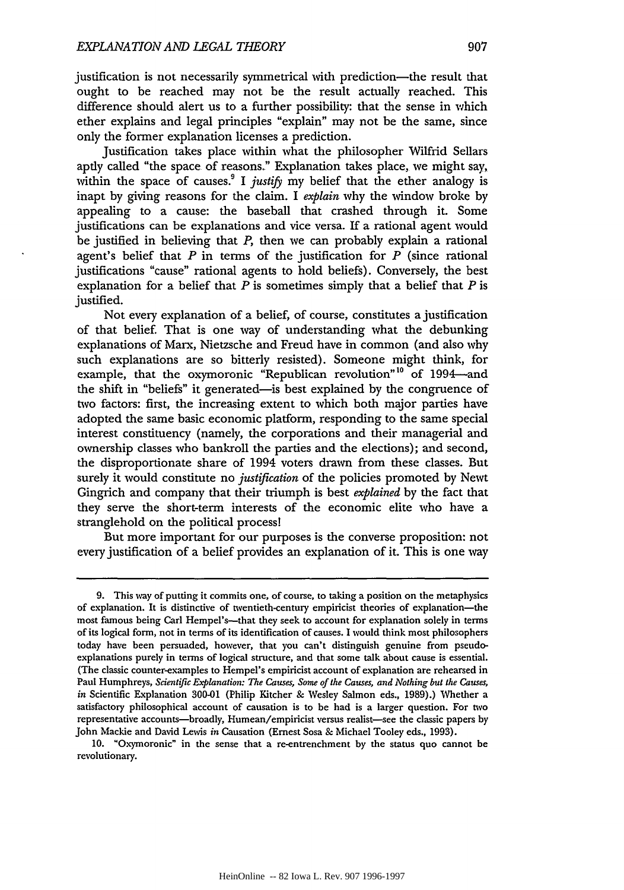justification is not necessarily symmetrical with prediction—the result that ought to be reached may not be the result actually reached. This difference should alert us to a further possibility: that the sense in which ether explains and legal principles "explain" may not be the same, since only the former explanation licenses a prediction.

Justification takes place within what the philosopher Wilfrid Sellars aptly called "the space of reasons." Explanation takes place, we might say, within the space of causes.[9] I *justify* my belief that the ether analogy is inapt by giving reasons for the claim. I *explain* why the window broke by appealing to a cause: the baseball that crashed through it. Some justifications can be explanations and vice versa. If a rational agent would be justified in believing that *P*, then we can probably explain a rational agent's belief that *P* in terms of the justification for *P* (since rational justifications "cause" rational agents to hold beliefs). Conversely, the best explanation for a belief that *P* is sometimes simply that a belief that *P* is justified.

Not every explanation of a belief, of course, constitutes a justification of that belief. That is one way of understanding what the debunking explanations of Marx, Nietzsche and Freud have in common (and also why such explanations are so bitterly resisted). Someone might think, for example, that the oxymoronic "Republican revolution"[10] of 1994—and the shift in "beliefs" it generated—is best explained by the congruence of two factors: first, the increasing extent to which both major parties have adopted the same basic economic platform, responding to the same special interest constituency (namely, the corporations and their managerial and ownership classes who bankroll the parties and the elections); and second, the disproportionate share of 1994 voters drawn from these classes. But surely it would constitute no *justification* of the policies promoted by Newt Gingrich and company that their triumph is best *explained* by the fact that they serve the short-term interests of the economic elite who have a stranglehold on the political process!

But more important for our purposes is the converse proposition: not every justification of a belief provides an explanation of it. This is one way

---

9. This way of putting it commits one, of course, to taking a position on the metaphysics of explanation. It is distinctive of twentieth-century empiricist theories of explanation—the most famous being Carl Hempel's—that they seek to account for explanation solely in terms of its logical form, not in terms of its identification of causes. I would think most philosophers today have been persuaded, however, that you can't distinguish genuine from pseudo-explanations purely in terms of logical structure, and that some talk about cause is essential. (The classic counter-examples to Hempel's empiricist account of explanation are rehearsed in Paul Humphreys, *Scientific Explanation: The Causes, Some of the Causes, and Nothing but the Causes*, *in* Scientific Explanation 300-01 (Philip Kitcher & Wesley Salmon eds., 1989).) Whether a satisfactory philosophical account of causation is to be had is a larger question. For two representative accounts—broadly, Humean/empiricist versus realist—see the classic papers by John Mackie and David Lewis *in* Causation (Ernest Sosa & Michael Tooley eds., 1993).

10. "Oxymoronic" in the sense that a re-entrenchment by the status quo cannot be revolutionary.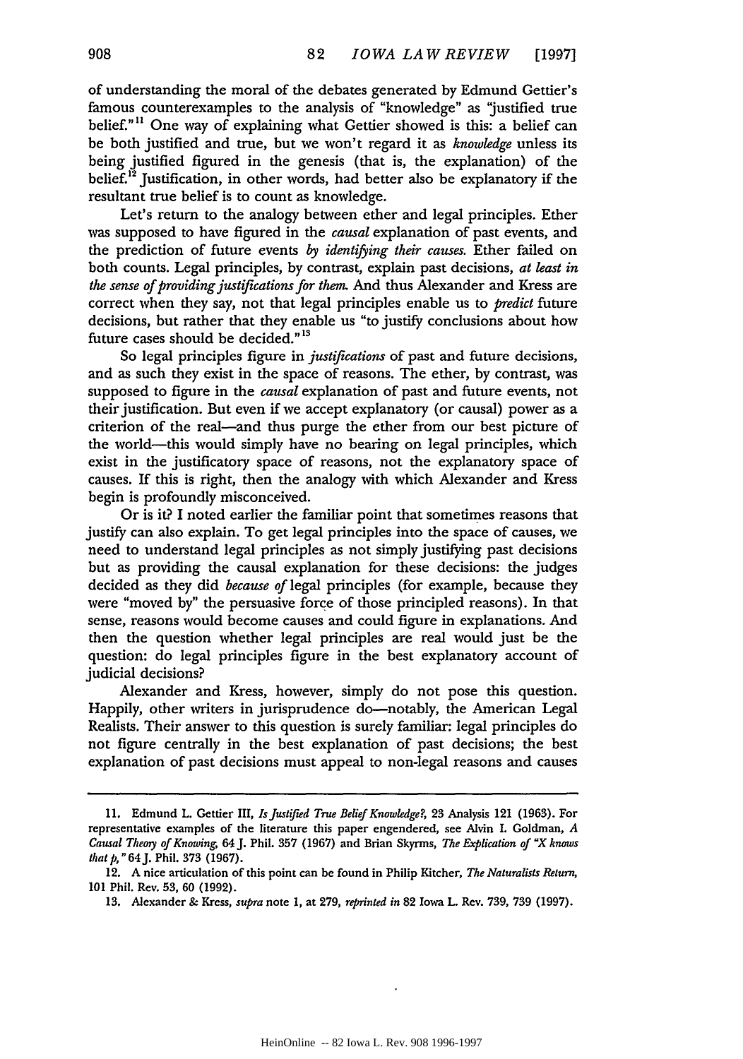of understanding the moral of the debates generated by Edmund Gettier's famous counterexamples to the analysis of "knowledge" as "justified true belief."[11] One way of explaining what Gettier showed is this: a belief can be both justified and true, but we won't regard it as *knowledge* unless its being justified figured in the genesis (that is, the explanation) of the belief.[12] Justification, in other words, had better also be explanatory if the resultant true belief is to count as knowledge.

Let's return to the analogy between ether and legal principles. Ether was supposed to have figured in the *causal* explanation of past events, and the prediction of future events *by identifying their causes.* Ether failed on both counts. Legal principles, by contrast, explain past decisions, *at least in the sense of providing justifications for them.* And thus Alexander and Kress are correct when they say, not that legal principles enable us to *predict* future decisions, but rather that they enable us "to justify conclusions about how future cases should be decided."[13]

So legal principles figure in *justifications* of past and future decisions, and as such they exist in the space of reasons. The ether, by contrast, was supposed to figure in the *causal* explanation of past and future events, not their justification. But even if we accept explanatory (or causal) power as a criterion of the real—and thus purge the ether from our best picture of the world—this would simply have no bearing on legal principles, which exist in the justificatory space of reasons, not the explanatory space of causes. If this is right, then the analogy with which Alexander and Kress begin is profoundly misconceived.

Or is it? I noted earlier the familiar point that sometimes reasons that justify can also explain. To get legal principles into the space of causes, we need to understand legal principles as not simply justifying past decisions but as providing the causal explanation for these decisions: the judges decided as they did *because of* legal principles (for example, because they were "moved by" the persuasive force of those principled reasons). In that sense, reasons would become causes and could figure in explanations. And then the question whether legal principles are real would just be the question: do legal principles figure in the best explanatory account of judicial decisions?

Alexander and Kress, however, simply do not pose this question. Happily, other writers in jurisprudence do—notably, the American Legal Realists. Their answer to this question is surely familiar: legal principles do not figure centrally in the best explanation of past decisions; the best explanation of past decisions must appeal to non-legal reasons and causes

---

11. Edmund L. Gettier III, *Is Justified True Belief Knowledge?*, 23 Analysis 121 (1963). For representative examples of the literature this paper engendered, see Alvin I. Goldman, *A Causal Theory of Knowing*, 64 J. Phil. 357 (1967) and Brian Skyrms, *The Explication of "X knows that p,"* 64 J. Phil. 373 (1967).

12. A nice articulation of this point can be found in Philip Kitcher, *The Naturalists Return*, 101 Phil. Rev. 53, 60 (1992).

13. Alexander & Kress, *supra* note 1, at 279, *reprinted in* 82 Iowa L. Rev. 739, 739 (1997).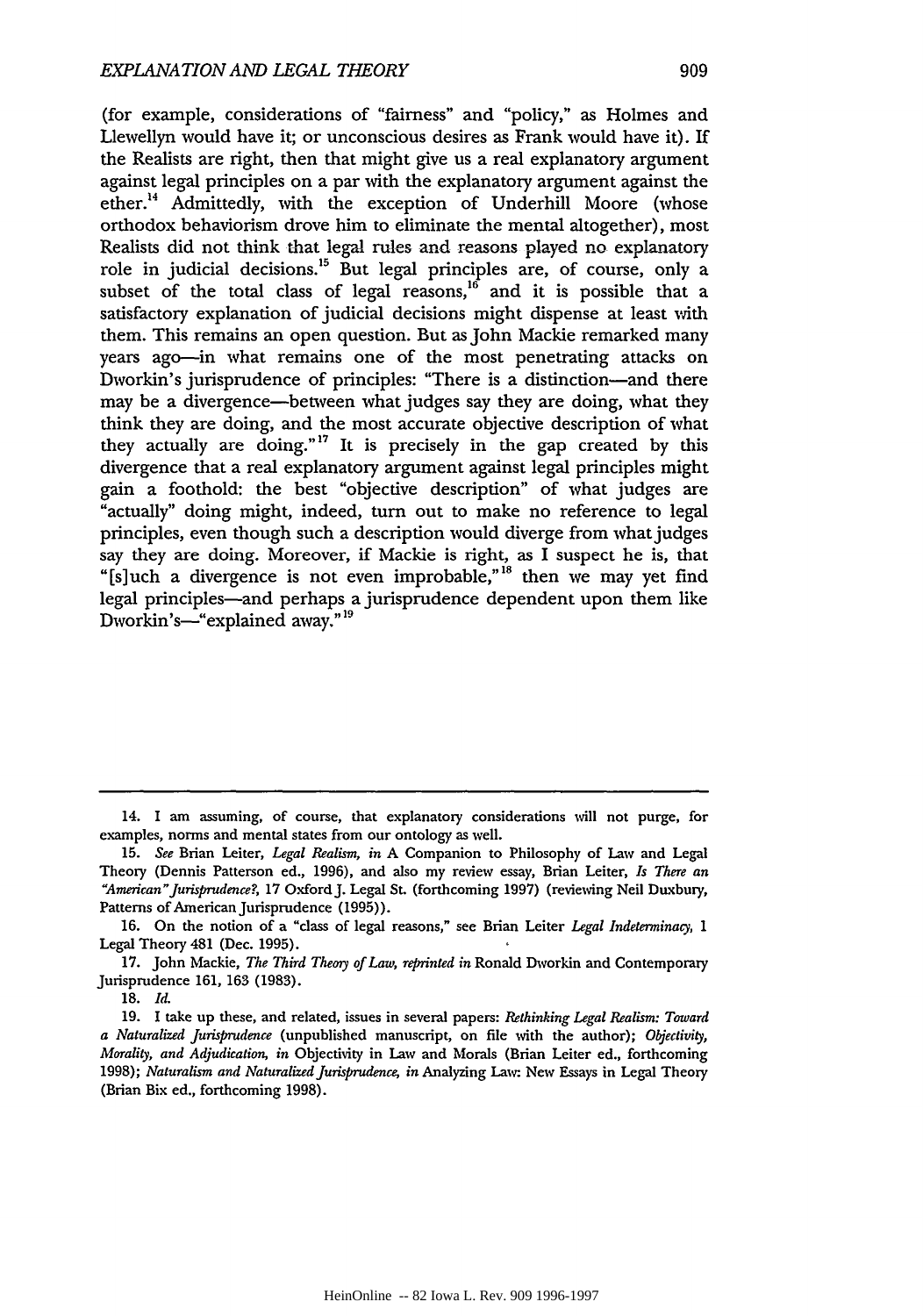(for example, considerations of "fairness" and "policy," as Holmes and Llewellyn would have it; or unconscious desires as Frank would have it). If the Realists are right, then that might give us a real explanatory argument against legal principles on a par with the explanatory argument against the ether.[14] Admittedly, with the exception of Underhill Moore (whose orthodox behaviorism drove him to eliminate the mental altogether), most Realists did not think that legal rules and reasons played no explanatory role in judicial decisions.[15] But legal principles are, of course, only a subset of the total class of legal reasons,[16] and it is possible that a satisfactory explanation of judicial decisions might dispense at least with them. This remains an open question. But as John Mackie remarked many years ago—in what remains one of the most penetrating attacks on Dworkin's jurisprudence of principles: "There is a distinction—and there may be a divergence—between what judges say they are doing, what they think they are doing, and the most accurate objective description of what they actually are doing."[17] It is precisely in the gap created by this divergence that a real explanatory argument against legal principles might gain a foothold: the best "objective description" of what judges are "actually" doing might, indeed, turn out to make no reference to legal principles, even though such a description would diverge from what judges say they are doing. Moreover, if Mackie is right, as I suspect he is, that "[s]uch a divergence is not even improbable,"[18] then we may yet find legal principles—and perhaps a jurisprudence dependent upon them like Dworkin's—"explained away."[19]

---

14. I am assuming, of course, that explanatory considerations will not purge, for examples, norms and mental states from our ontology as well.

15. *See* Brian Leiter, *Legal Realism*, *in* A Companion to Philosophy of Law and Legal Theory (Dennis Patterson ed., 1996), and also my review essay, Brian Leiter, *Is There an "American" Jurisprudence?*, 17 Oxford J. Legal St. (forthcoming 1997) (reviewing Neil Duxbury, Patterns of American Jurisprudence (1995)).

16. On the notion of a "class of legal reasons," see Brian Leiter *Legal Indeterminacy*, 1 Legal Theory 481 (Dec. 1995).

17. John Mackie, *The Third Theory of Law*, *reprinted in* Ronald Dworkin and Contemporary Jurisprudence 161, 163 (1983).

18. *Id.*

19. I take up these, and related, issues in several papers: *Rethinking Legal Realism: Toward a Naturalized Jurisprudence* (unpublished manuscript, on file with the author); *Objectivity, Morality, and Adjudication*, *in* Objectivity in Law and Morals (Brian Leiter ed., forthcoming 1998); *Naturalism and Naturalized Jurisprudence*, *in* Analyzing Law: New Essays in Legal Theory (Brian Bix ed., forthcoming 1998).